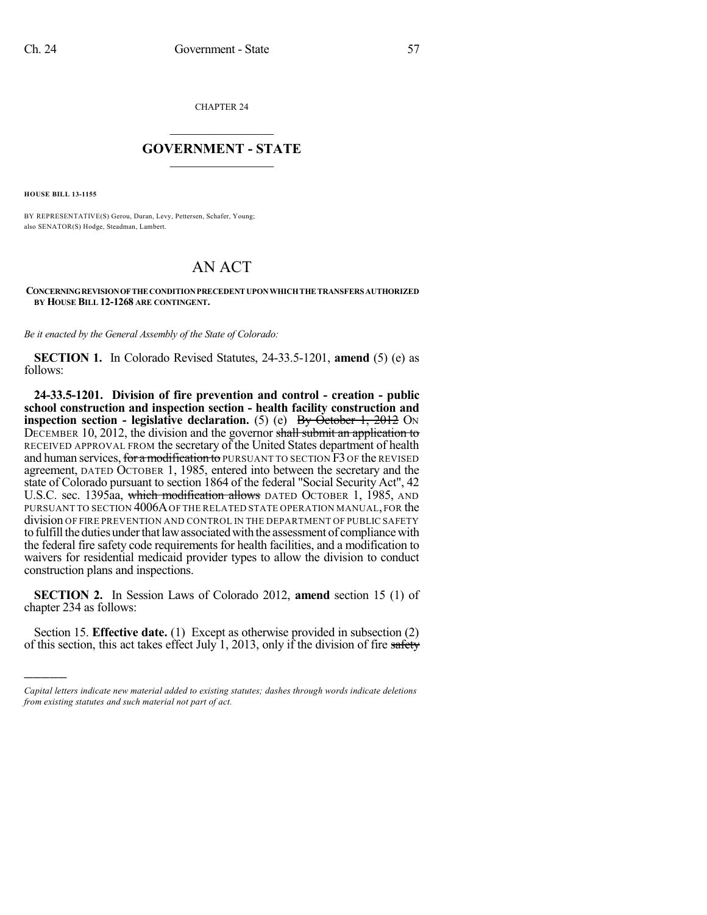CHAPTER 24

## GOVERNMENT - STATE

**HOUSE BILL 13-1155**

BY REPRESENTATIVE(S) Gerou, Duran, Levy, Pettersen, Schafer, Young; also SENATOR(S) Hodge, Steadman, Lambert.

# AN ACT

**CONCERNING REVISION OF THE CONDITION PRECEDENT UPON WHICH THE TRANSFERS AUTHORIZED BY HOUSE BILL 12-1268 ARE CONTINGENT.**

*Be it enacted by the General Assembly of the State of Colorado:*

**SECTION 1.** In Colorado Revised Statutes, 24-33.5-1201, **amend** (5) (e) as follows:

**24-33.5-1201. Division of fire prevention and control - creation - public school construction and inspection section - health facility construction and inspection section - legislative declaration.** (5) (e) ~~By October 1, 2012~~ ON DECEMBER 10, 2012, the division and the governor ~~shall submit an application to~~ RECEIVED APPROVAL FROM the secretary of the United States department of health and human services, ~~for a modification to~~ PURSUANT TO SECTION F3 OF the REVISED agreement, DATED OCTOBER 1, 1985, entered into between the secretary and the state of Colorado pursuant to section 1864 of the federal "Social Security Act", 42 U.S.C. sec. 1395aa, ~~which modification allows~~ DATED OCTOBER 1, 1985, AND PURSUANT TO SECTION 4006A OF THE RELATED STATE OPERATION MANUAL, FOR the division OF FIRE PREVENTION AND CONTROL IN THE DEPARTMENT OF PUBLIC SAFETY to fulfill the duties under that law associated with the assessment of compliance with the federal fire safety code requirements for health facilities, and a modification to waivers for residential medicaid provider types to allow the division to conduct construction plans and inspections.

**SECTION 2.** In Session Laws of Colorado 2012, **amend** section 15 (1) of chapter 234 as follows:

Section 15. **Effective date.** (1) Except as otherwise provided in subsection (2) of this section, this act takes effect July 1, 2013, only if the division of fire ~~safety~~

---

*Capital letters indicate new material added to existing statutes; dashes through words indicate deletions from existing statutes and such material not part of act.*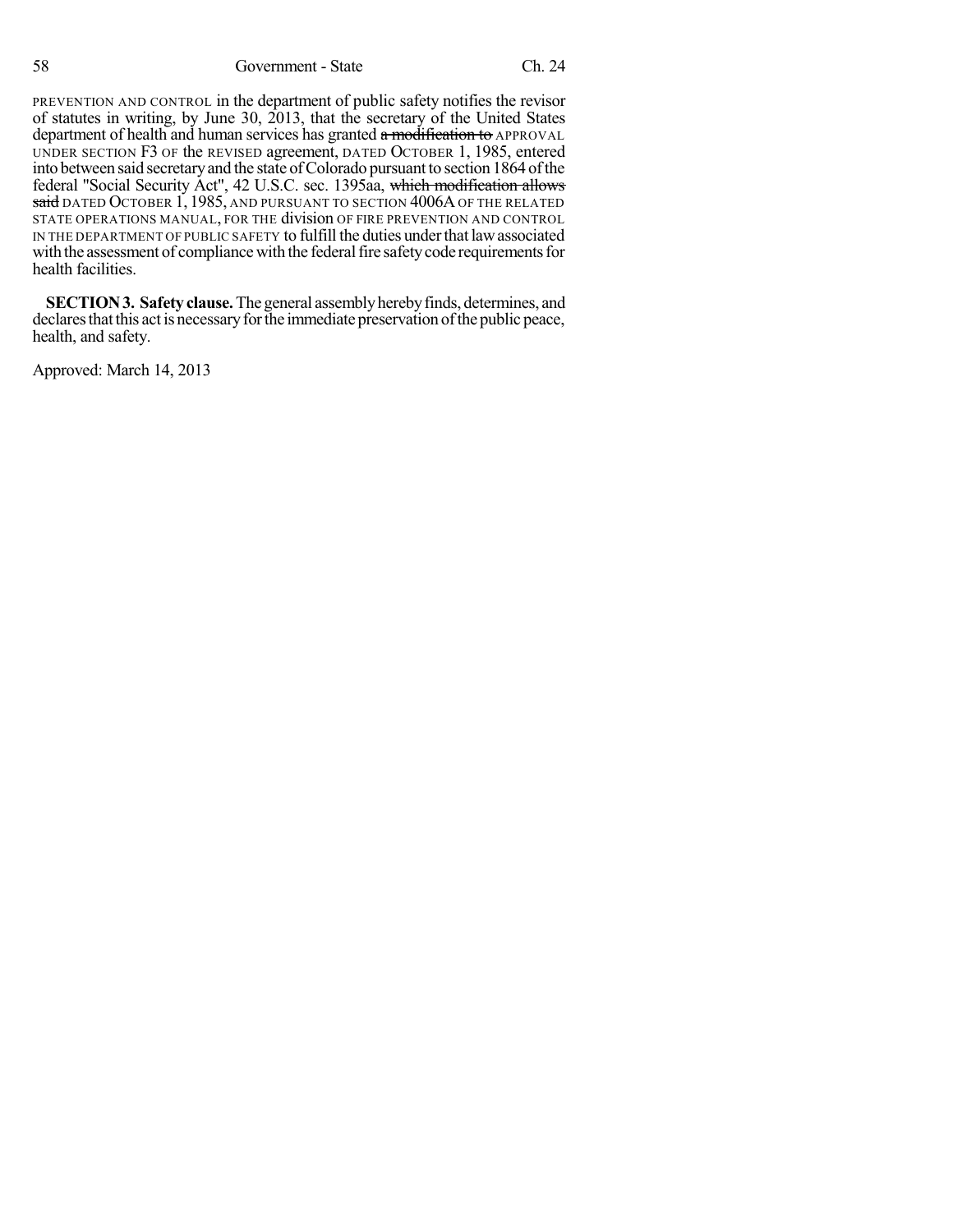PREVENTION AND CONTROL in the department of public safety notifies the revisor of statutes in writing, by June 30, 2013, that the secretary of the United States department of health and human services has granted ~~a modification to~~ APPROVAL UNDER SECTION F3 OF the REVISED agreement, DATED OCTOBER 1, 1985, entered into between said secretary and the state of Colorado pursuant to section 1864 of the federal "Social Security Act", 42 U.S.C. sec. 1395aa, ~~which modification allows said~~ DATED OCTOBER 1, 1985, AND PURSUANT TO SECTION 4006A OF THE RELATED STATE OPERATIONS MANUAL, FOR THE division OF FIRE PREVENTION AND CONTROL IN THE DEPARTMENT OF PUBLIC SAFETY to fulfill the duties under that law associated with the assessment of compliance with the federal fire safety code requirements for health facilities.

**SECTION 3. Safety clause.** The general assembly hereby finds, determines, and declares that this act is necessary for the immediate preservation of the public peace, health, and safety.

Approved: March 14, 2013